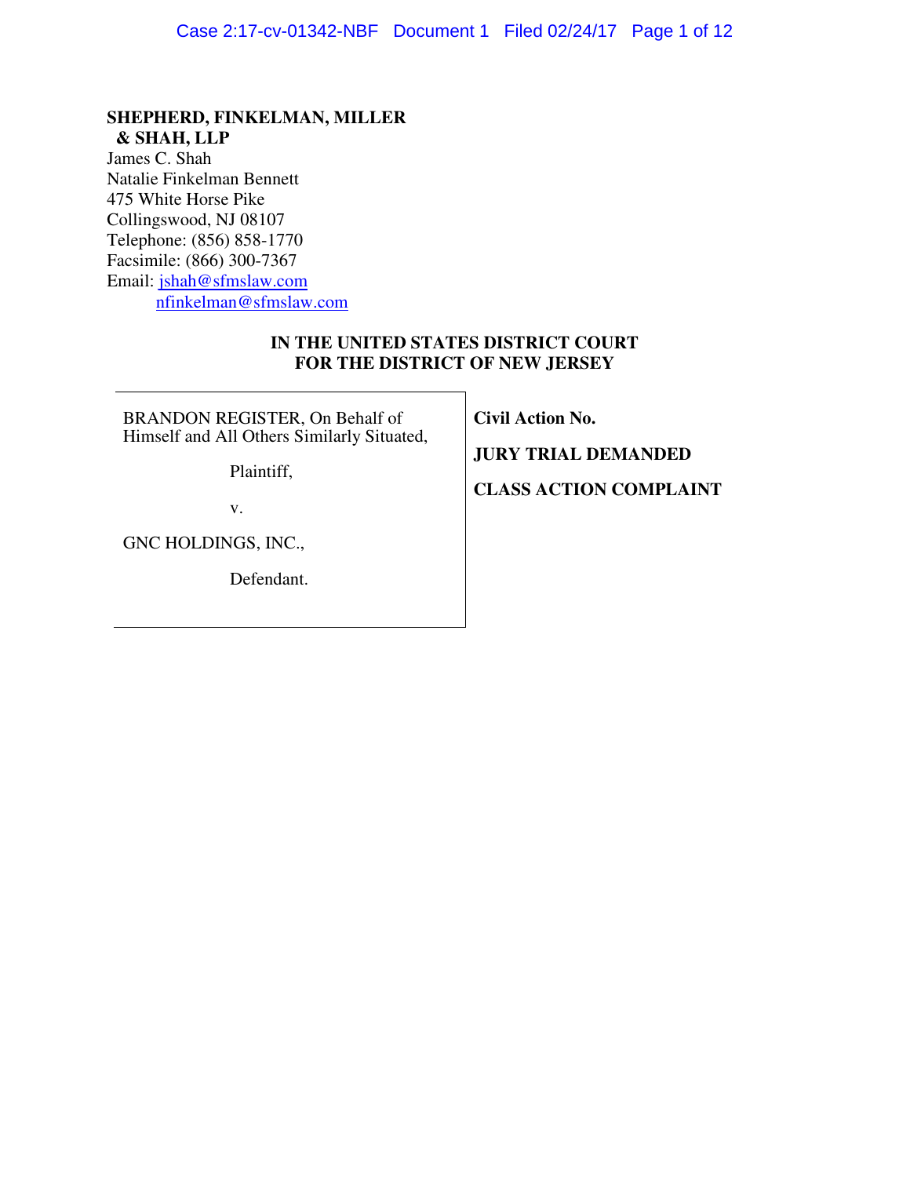**SHEPHERD, FINKELMAN, MILLER & SHAH, LLP**
James C. Shah
Natalie Finkelman Bennett
475 White Horse Pike
Collingswood, NJ 08107
Telephone: (856) 858-1770
Facsimile: (866) 300-7367
Email: jshah@sfmslaw.com
nfinkelman@sfmslaw.com

**IN THE UNITED STATES DISTRICT COURT**
**FOR THE DISTRICT OF NEW JERSEY**

| | |
|---|---|
| BRANDON REGISTER, On Behalf of Himself and All Others Similarly Situated,<br><br>Plaintiff,<br><br>v.<br><br>GNC HOLDINGS, INC.,<br><br>Defendant. | **Civil Action No.**<br><br>**JURY TRIAL DEMANDED**<br><br>**CLASS ACTION COMPLAINT** |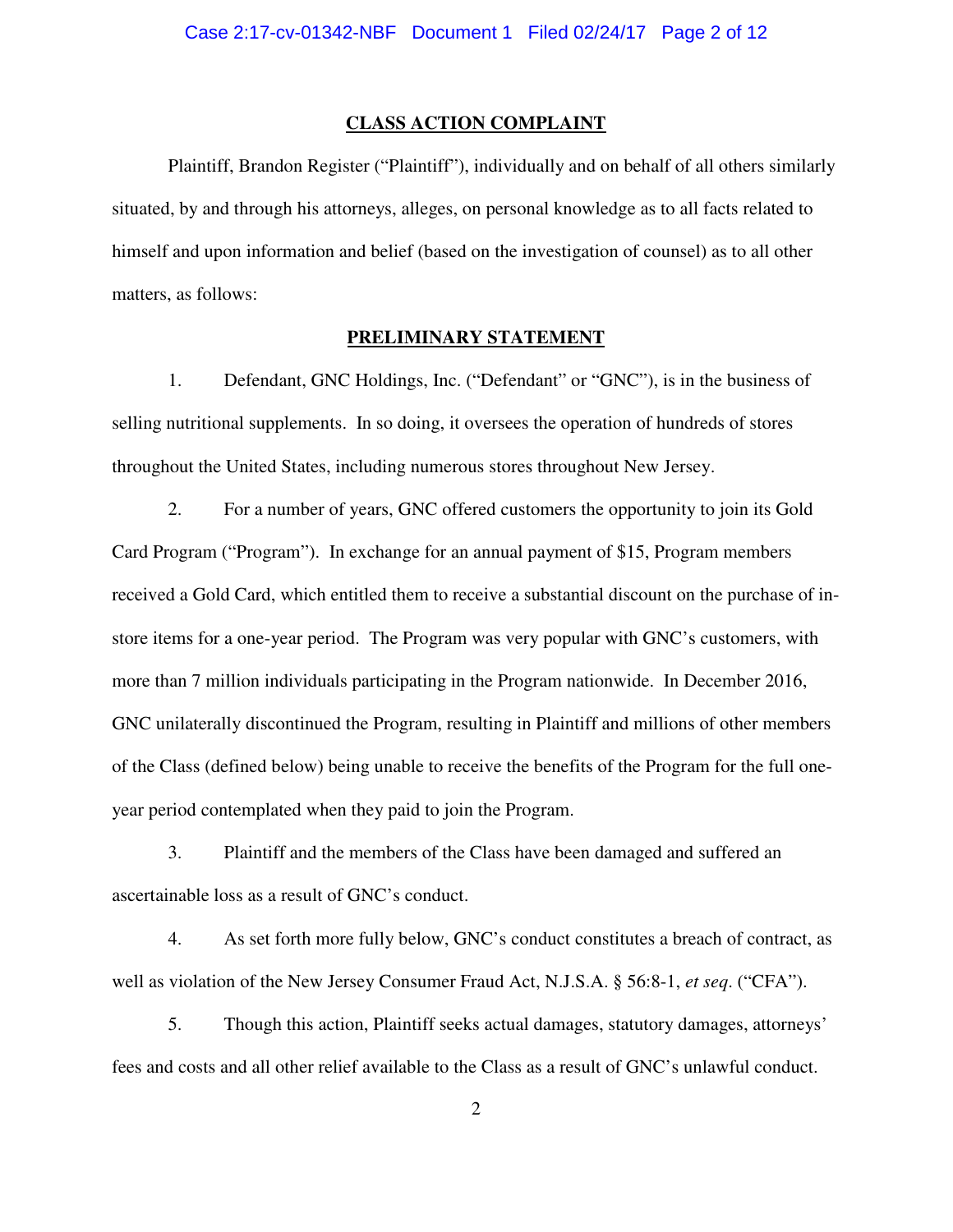## CLASS ACTION COMPLAINT

Plaintiff, Brandon Register ("Plaintiff"), individually and on behalf of all others similarly situated, by and through his attorneys, alleges, on personal knowledge as to all facts related to himself and upon information and belief (based on the investigation of counsel) as to all other matters, as follows:

## PRELIMINARY STATEMENT

1. Defendant, GNC Holdings, Inc. ("Defendant" or "GNC"), is in the business of selling nutritional supplements. In so doing, it oversees the operation of hundreds of stores throughout the United States, including numerous stores throughout New Jersey.

2. For a number of years, GNC offered customers the opportunity to join its Gold Card Program ("Program"). In exchange for an annual payment of $15, Program members received a Gold Card, which entitled them to receive a substantial discount on the purchase of in-store items for a one-year period. The Program was very popular with GNC's customers, with more than 7 million individuals participating in the Program nationwide. In December 2016, GNC unilaterally discontinued the Program, resulting in Plaintiff and millions of other members of the Class (defined below) being unable to receive the benefits of the Program for the full one-year period contemplated when they paid to join the Program.

3. Plaintiff and the members of the Class have been damaged and suffered an ascertainable loss as a result of GNC's conduct.

4. As set forth more fully below, GNC's conduct constitutes a breach of contract, as well as violation of the New Jersey Consumer Fraud Act, N.J.S.A. § 56:8-1, *et seq*. ("CFA").

5. Though this action, Plaintiff seeks actual damages, statutory damages, attorneys' fees and costs and all other relief available to the Class as a result of GNC's unlawful conduct.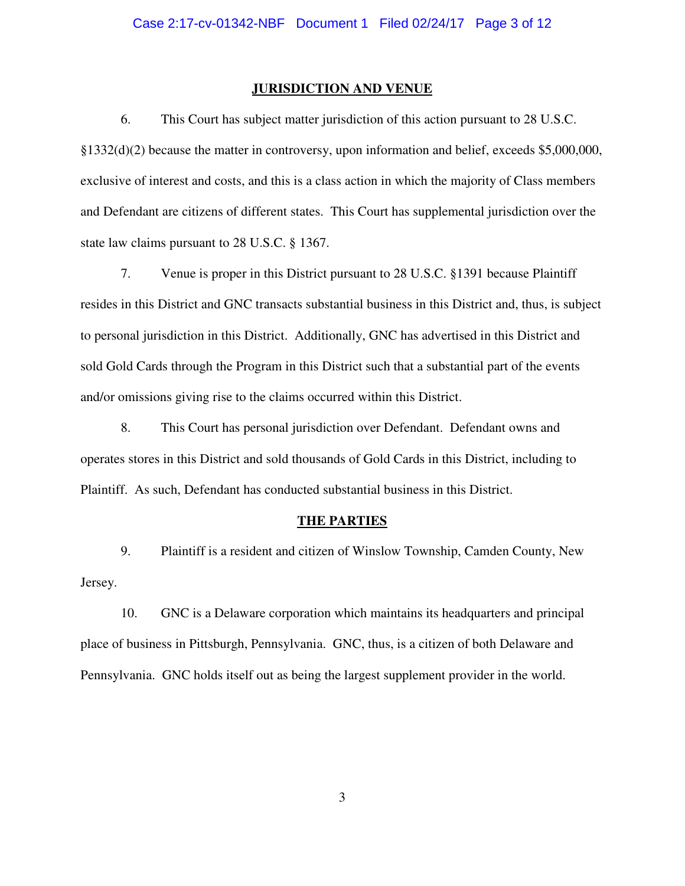## JURISDICTION AND VENUE

6. This Court has subject matter jurisdiction of this action pursuant to 28 U.S.C. §1332(d)(2) because the matter in controversy, upon information and belief, exceeds $5,000,000, exclusive of interest and costs, and this is a class action in which the majority of Class members and Defendant are citizens of different states. This Court has supplemental jurisdiction over the state law claims pursuant to 28 U.S.C. § 1367.

7. Venue is proper in this District pursuant to 28 U.S.C. §1391 because Plaintiff resides in this District and GNC transacts substantial business in this District and, thus, is subject to personal jurisdiction in this District. Additionally, GNC has advertised in this District and sold Gold Cards through the Program in this District such that a substantial part of the events and/or omissions giving rise to the claims occurred within this District.

8. This Court has personal jurisdiction over Defendant. Defendant owns and operates stores in this District and sold thousands of Gold Cards in this District, including to Plaintiff. As such, Defendant has conducted substantial business in this District.

## THE PARTIES

9. Plaintiff is a resident and citizen of Winslow Township, Camden County, New Jersey.

10. GNC is a Delaware corporation which maintains its headquarters and principal place of business in Pittsburgh, Pennsylvania. GNC, thus, is a citizen of both Delaware and Pennsylvania. GNC holds itself out as being the largest supplement provider in the world.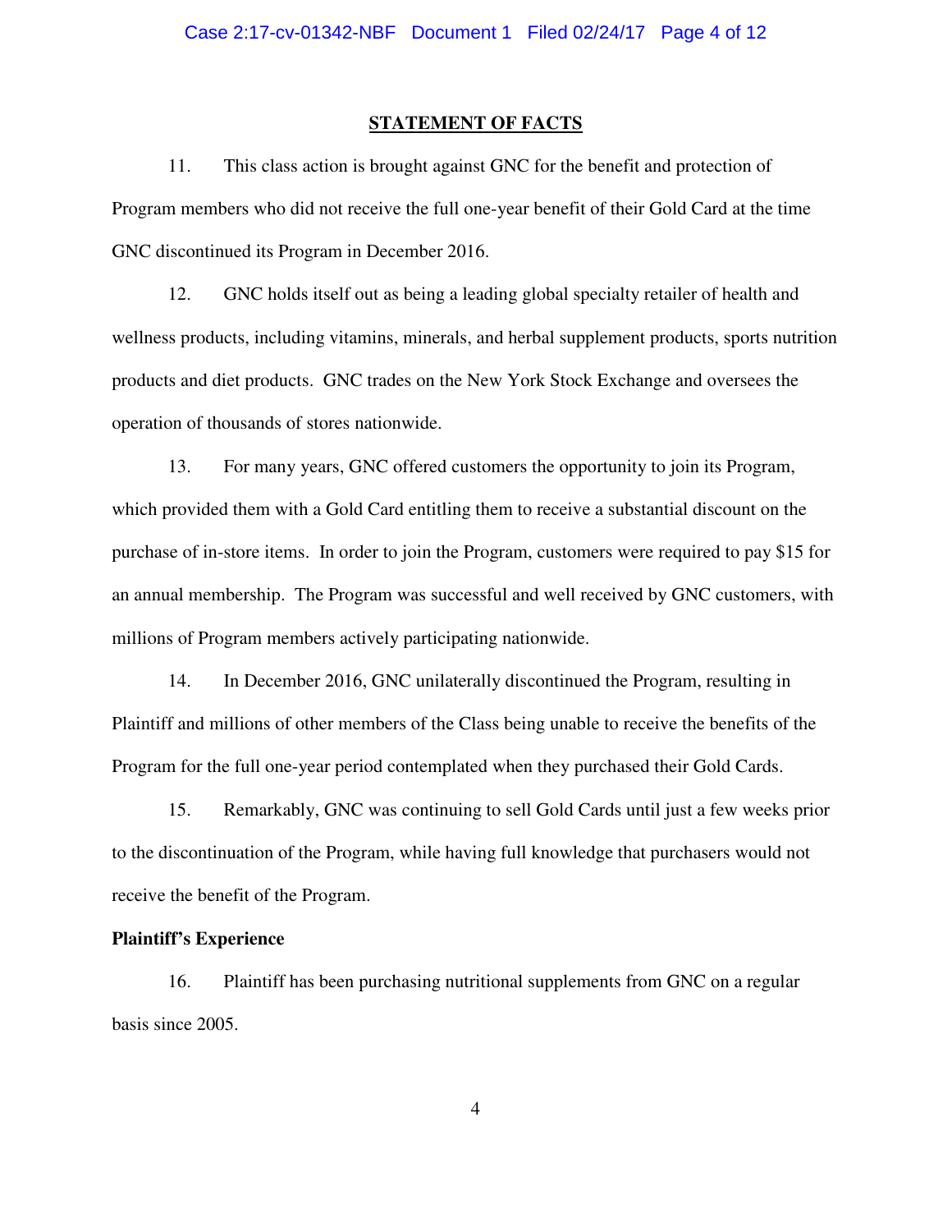## STATEMENT OF FACTS

11. This class action is brought against GNC for the benefit and protection of Program members who did not receive the full one-year benefit of their Gold Card at the time GNC discontinued its Program in December 2016.

12. GNC holds itself out as being a leading global specialty retailer of health and wellness products, including vitamins, minerals, and herbal supplement products, sports nutrition products and diet products. GNC trades on the New York Stock Exchange and oversees the operation of thousands of stores nationwide.

13. For many years, GNC offered customers the opportunity to join its Program, which provided them with a Gold Card entitling them to receive a substantial discount on the purchase of in-store items. In order to join the Program, customers were required to pay $15 for an annual membership. The Program was successful and well received by GNC customers, with millions of Program members actively participating nationwide.

14. In December 2016, GNC unilaterally discontinued the Program, resulting in Plaintiff and millions of other members of the Class being unable to receive the benefits of the Program for the full one-year period contemplated when they purchased their Gold Cards.

15. Remarkably, GNC was continuing to sell Gold Cards until just a few weeks prior to the discontinuation of the Program, while having full knowledge that purchasers would not receive the benefit of the Program.

**Plaintiff's Experience**

16. Plaintiff has been purchasing nutritional supplements from GNC on a regular basis since 2005.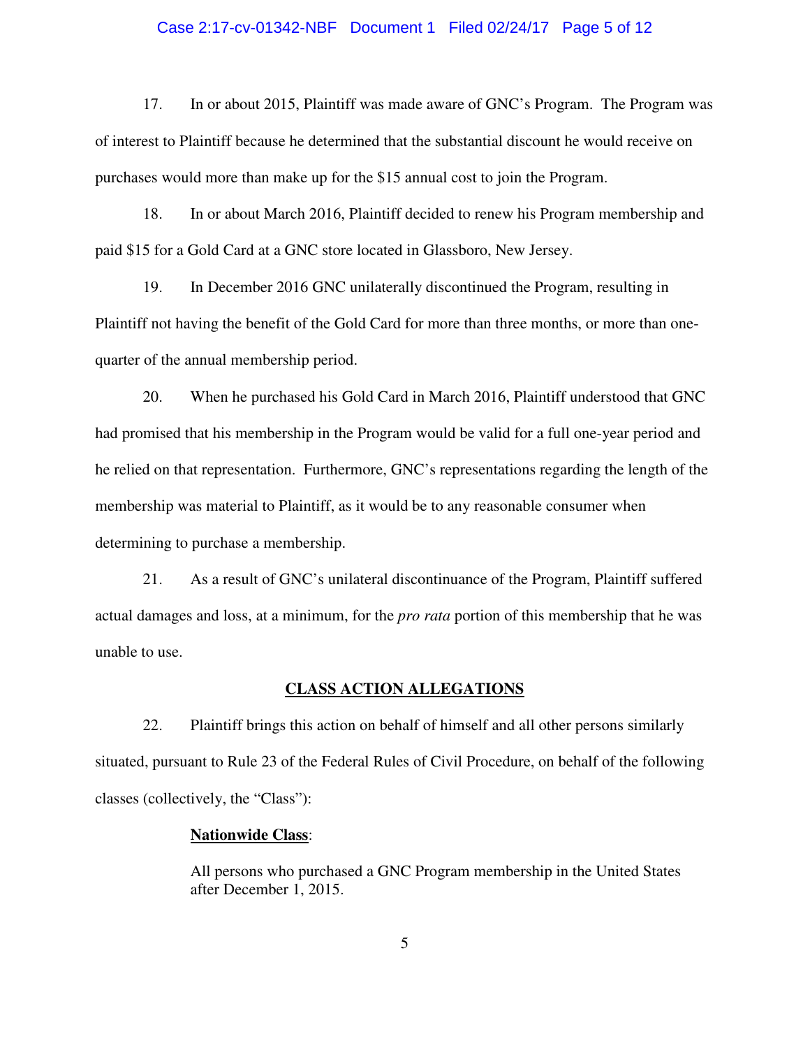17. In or about 2015, Plaintiff was made aware of GNC's Program. The Program was of interest to Plaintiff because he determined that the substantial discount he would receive on purchases would more than make up for the $15 annual cost to join the Program.

18. In or about March 2016, Plaintiff decided to renew his Program membership and paid $15 for a Gold Card at a GNC store located in Glassboro, New Jersey.

19. In December 2016 GNC unilaterally discontinued the Program, resulting in Plaintiff not having the benefit of the Gold Card for more than three months, or more than one-quarter of the annual membership period.

20. When he purchased his Gold Card in March 2016, Plaintiff understood that GNC had promised that his membership in the Program would be valid for a full one-year period and he relied on that representation. Furthermore, GNC's representations regarding the length of the membership was material to Plaintiff, as it would be to any reasonable consumer when determining to purchase a membership.

21. As a result of GNC's unilateral discontinuance of the Program, Plaintiff suffered actual damages and loss, at a minimum, for the *pro rata* portion of this membership that he was unable to use.

## CLASS ACTION ALLEGATIONS

22. Plaintiff brings this action on behalf of himself and all other persons similarly situated, pursuant to Rule 23 of the Federal Rules of Civil Procedure, on behalf of the following classes (collectively, the "Class"):

**Nationwide Class**:

> All persons who purchased a GNC Program membership in the United States after December 1, 2015.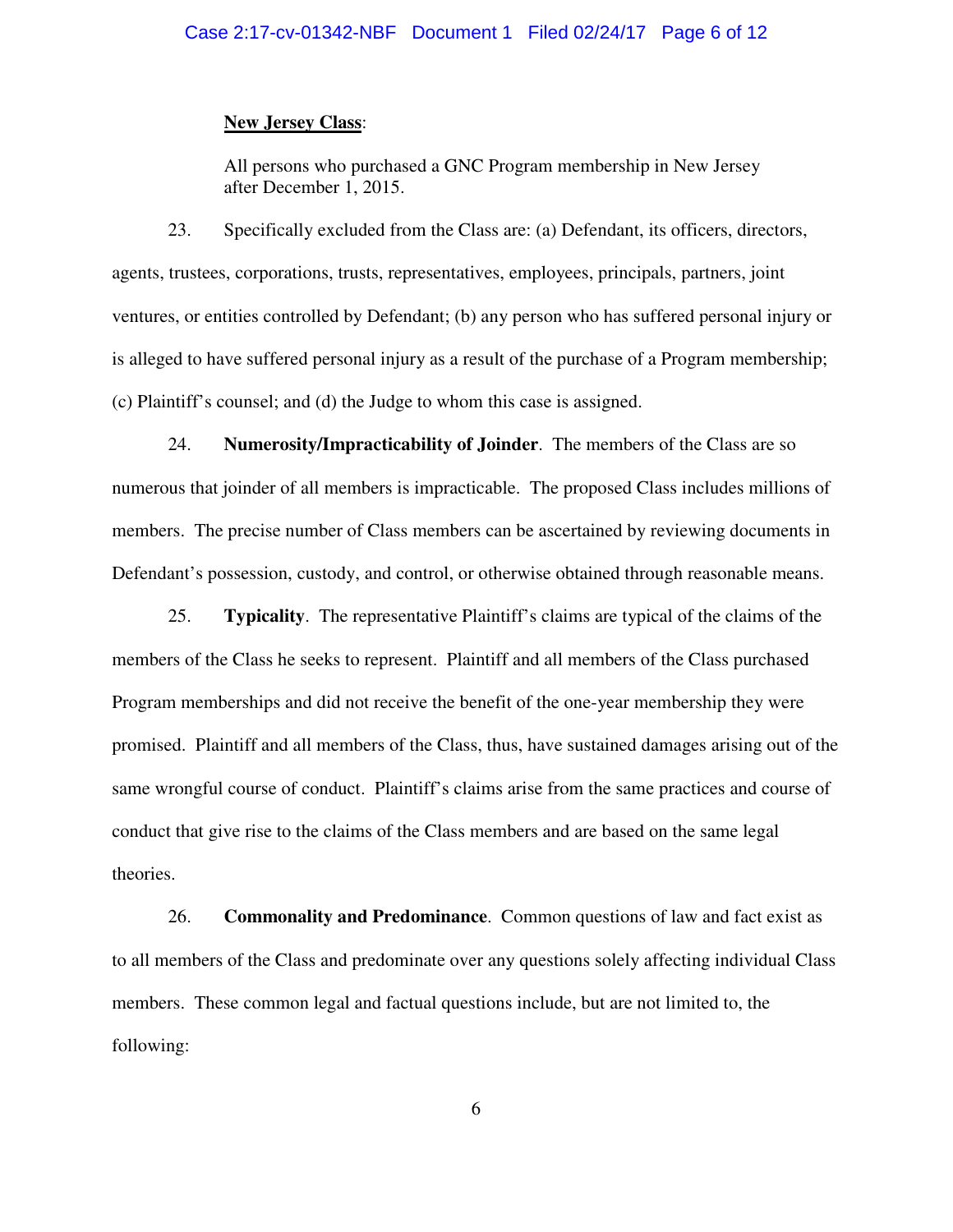**New Jersey Class**:

All persons who purchased a GNC Program membership in New Jersey after December 1, 2015.

23. Specifically excluded from the Class are: (a) Defendant, its officers, directors, agents, trustees, corporations, trusts, representatives, employees, principals, partners, joint ventures, or entities controlled by Defendant; (b) any person who has suffered personal injury or is alleged to have suffered personal injury as a result of the purchase of a Program membership; (c) Plaintiff's counsel; and (d) the Judge to whom this case is assigned.

24. **Numerosity/Impracticability of Joinder**. The members of the Class are so numerous that joinder of all members is impracticable. The proposed Class includes millions of members. The precise number of Class members can be ascertained by reviewing documents in Defendant's possession, custody, and control, or otherwise obtained through reasonable means.

25. **Typicality**. The representative Plaintiff's claims are typical of the claims of the members of the Class he seeks to represent. Plaintiff and all members of the Class purchased Program memberships and did not receive the benefit of the one-year membership they were promised. Plaintiff and all members of the Class, thus, have sustained damages arising out of the same wrongful course of conduct. Plaintiff's claims arise from the same practices and course of conduct that give rise to the claims of the Class members and are based on the same legal theories.

26. **Commonality and Predominance**. Common questions of law and fact exist as to all members of the Class and predominate over any questions solely affecting individual Class members. These common legal and factual questions include, but are not limited to, the following: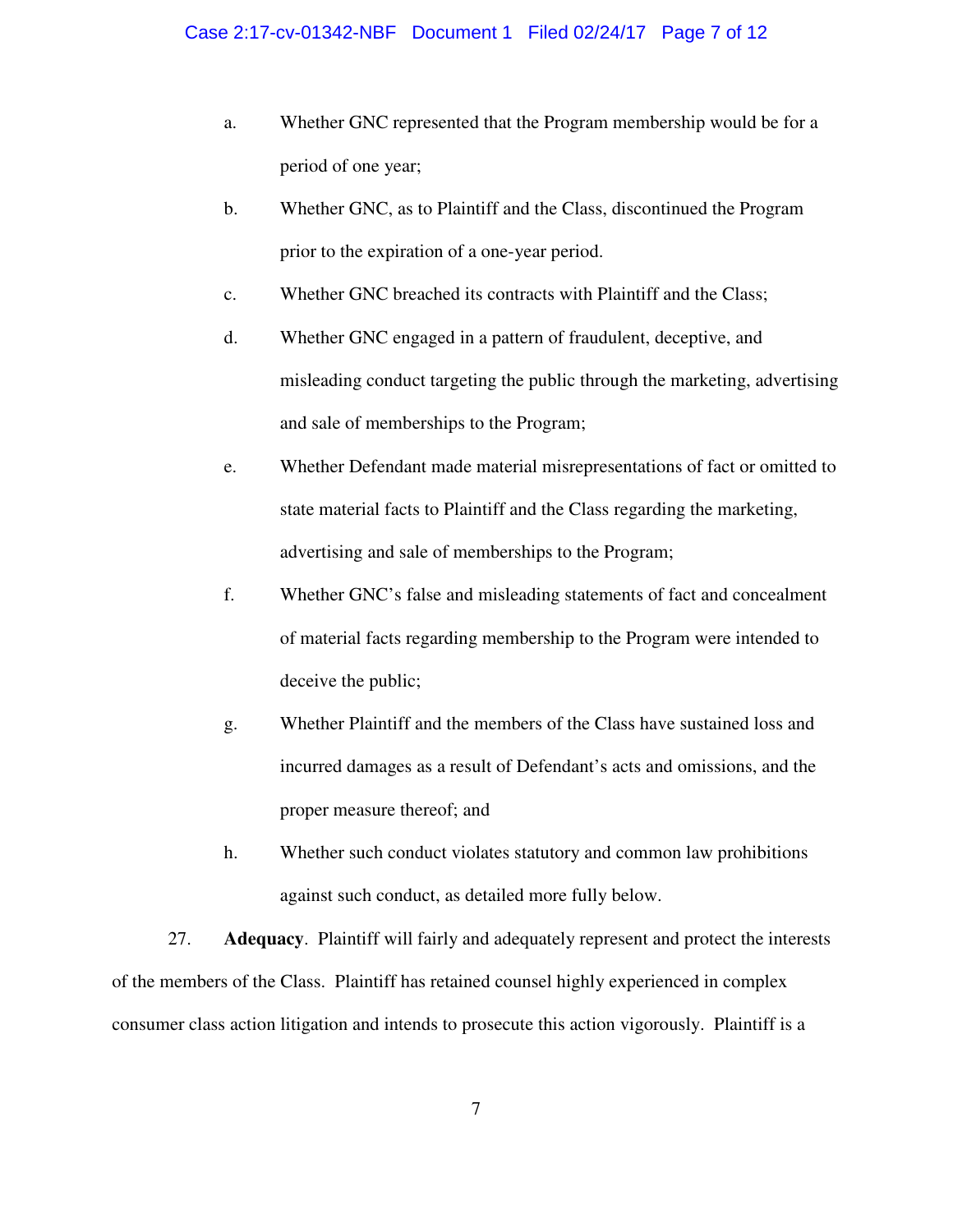a. Whether GNC represented that the Program membership would be for a period of one year;

b. Whether GNC, as to Plaintiff and the Class, discontinued the Program prior to the expiration of a one-year period.

c. Whether GNC breached its contracts with Plaintiff and the Class;

d. Whether GNC engaged in a pattern of fraudulent, deceptive, and misleading conduct targeting the public through the marketing, advertising and sale of memberships to the Program;

e. Whether Defendant made material misrepresentations of fact or omitted to state material facts to Plaintiff and the Class regarding the marketing, advertising and sale of memberships to the Program;

f. Whether GNC's false and misleading statements of fact and concealment of material facts regarding membership to the Program were intended to deceive the public;

g. Whether Plaintiff and the members of the Class have sustained loss and incurred damages as a result of Defendant's acts and omissions, and the proper measure thereof; and

h. Whether such conduct violates statutory and common law prohibitions against such conduct, as detailed more fully below.

27. **Adequacy**. Plaintiff will fairly and adequately represent and protect the interests of the members of the Class. Plaintiff has retained counsel highly experienced in complex consumer class action litigation and intends to prosecute this action vigorously. Plaintiff is a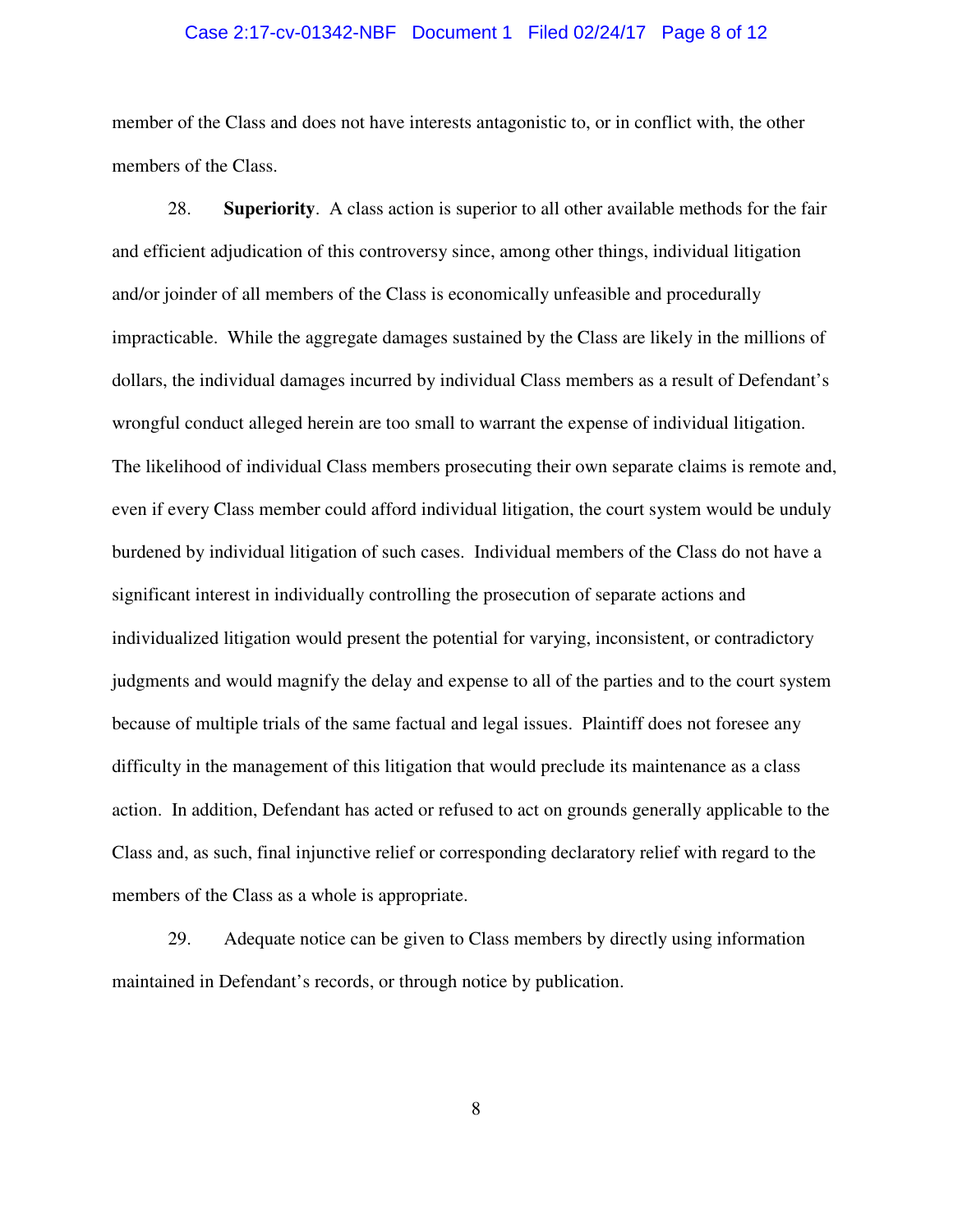member of the Class and does not have interests antagonistic to, or in conflict with, the other members of the Class.

28. **Superiority**. A class action is superior to all other available methods for the fair and efficient adjudication of this controversy since, among other things, individual litigation and/or joinder of all members of the Class is economically unfeasible and procedurally impracticable. While the aggregate damages sustained by the Class are likely in the millions of dollars, the individual damages incurred by individual Class members as a result of Defendant's wrongful conduct alleged herein are too small to warrant the expense of individual litigation. The likelihood of individual Class members prosecuting their own separate claims is remote and, even if every Class member could afford individual litigation, the court system would be unduly burdened by individual litigation of such cases. Individual members of the Class do not have a significant interest in individually controlling the prosecution of separate actions and individualized litigation would present the potential for varying, inconsistent, or contradictory judgments and would magnify the delay and expense to all of the parties and to the court system because of multiple trials of the same factual and legal issues. Plaintiff does not foresee any difficulty in the management of this litigation that would preclude its maintenance as a class action. In addition, Defendant has acted or refused to act on grounds generally applicable to the Class and, as such, final injunctive relief or corresponding declaratory relief with regard to the members of the Class as a whole is appropriate.

29. Adequate notice can be given to Class members by directly using information maintained in Defendant's records, or through notice by publication.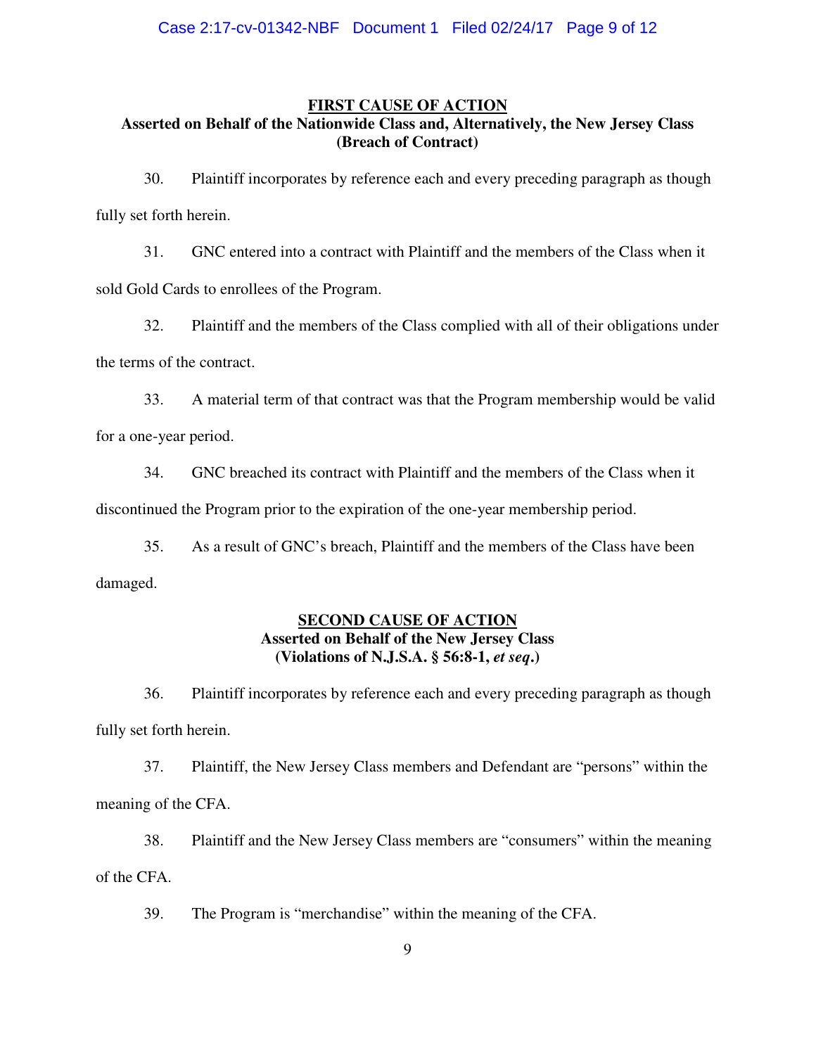**FIRST CAUSE OF ACTION**
**Asserted on Behalf of the Nationwide Class and, Alternatively, the New Jersey Class**
**(Breach of Contract)**

30. Plaintiff incorporates by reference each and every preceding paragraph as though fully set forth herein.

31. GNC entered into a contract with Plaintiff and the members of the Class when it sold Gold Cards to enrollees of the Program.

32. Plaintiff and the members of the Class complied with all of their obligations under the terms of the contract.

33. A material term of that contract was that the Program membership would be valid for a one-year period.

34. GNC breached its contract with Plaintiff and the members of the Class when it discontinued the Program prior to the expiration of the one-year membership period.

35. As a result of GNC's breach, Plaintiff and the members of the Class have been damaged.

**SECOND CAUSE OF ACTION**
**Asserted on Behalf of the New Jersey Class**
**(Violations of N.J.S.A. § 56:8-1, *et seq*.)**

36. Plaintiff incorporates by reference each and every preceding paragraph as though fully set forth herein.

37. Plaintiff, the New Jersey Class members and Defendant are "persons" within the meaning of the CFA.

38. Plaintiff and the New Jersey Class members are "consumers" within the meaning of the CFA.

39. The Program is "merchandise" within the meaning of the CFA.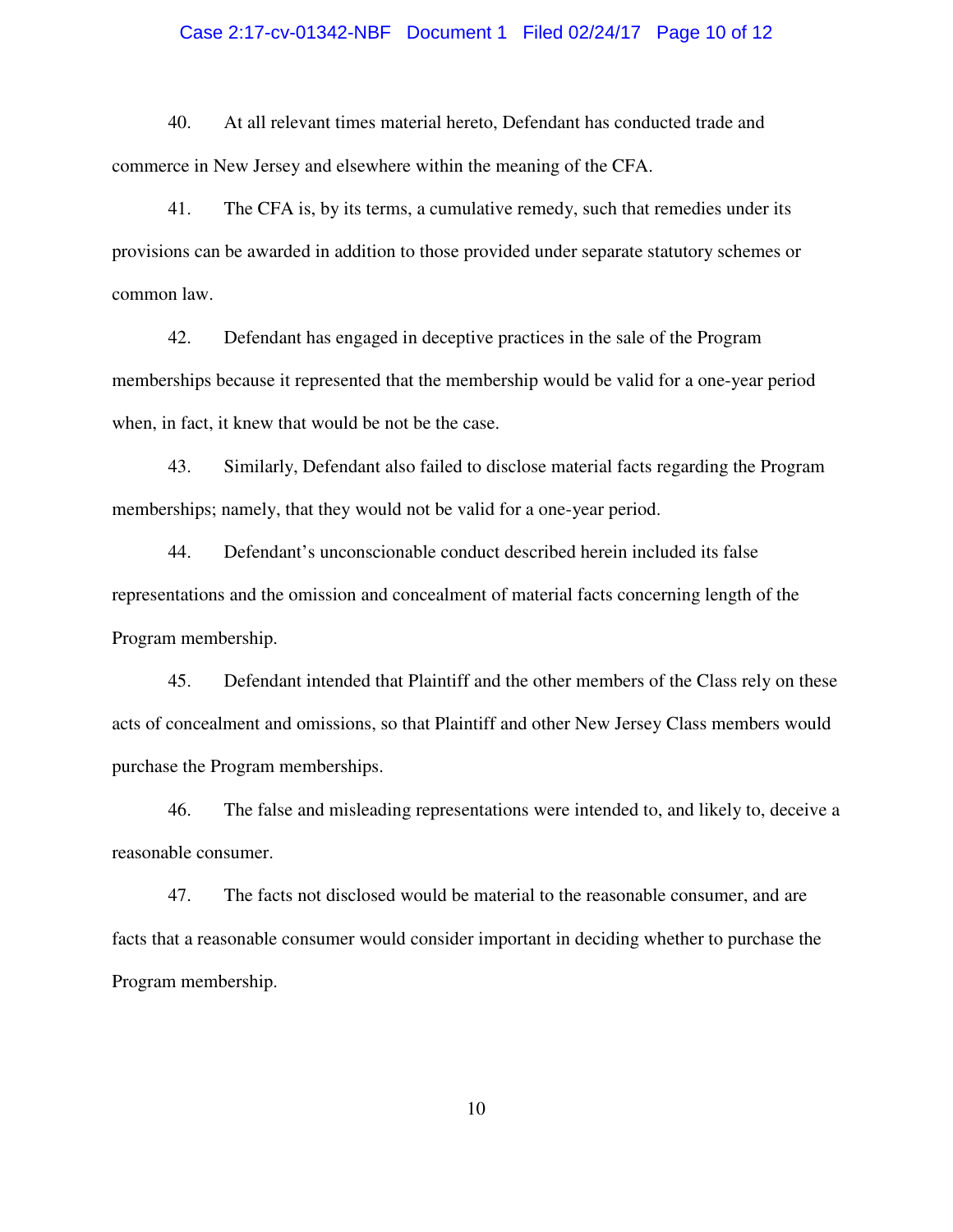40. At all relevant times material hereto, Defendant has conducted trade and commerce in New Jersey and elsewhere within the meaning of the CFA.

41. The CFA is, by its terms, a cumulative remedy, such that remedies under its provisions can be awarded in addition to those provided under separate statutory schemes or common law.

42. Defendant has engaged in deceptive practices in the sale of the Program memberships because it represented that the membership would be valid for a one-year period when, in fact, it knew that would be not be the case.

43. Similarly, Defendant also failed to disclose material facts regarding the Program memberships; namely, that they would not be valid for a one-year period.

44. Defendant's unconscionable conduct described herein included its false representations and the omission and concealment of material facts concerning length of the Program membership.

45. Defendant intended that Plaintiff and the other members of the Class rely on these acts of concealment and omissions, so that Plaintiff and other New Jersey Class members would purchase the Program memberships.

46. The false and misleading representations were intended to, and likely to, deceive a reasonable consumer.

47. The facts not disclosed would be material to the reasonable consumer, and are facts that a reasonable consumer would consider important in deciding whether to purchase the Program membership.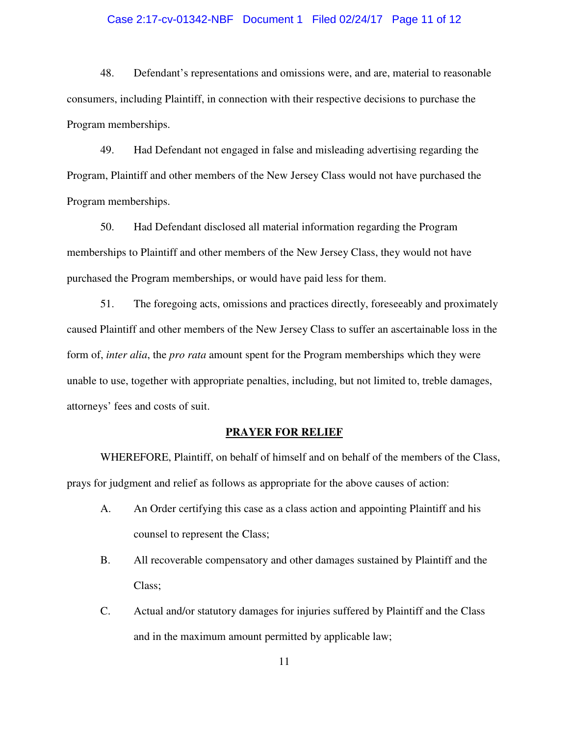48. Defendant's representations and omissions were, and are, material to reasonable consumers, including Plaintiff, in connection with their respective decisions to purchase the Program memberships.

49. Had Defendant not engaged in false and misleading advertising regarding the Program, Plaintiff and other members of the New Jersey Class would not have purchased the Program memberships.

50. Had Defendant disclosed all material information regarding the Program memberships to Plaintiff and other members of the New Jersey Class, they would not have purchased the Program memberships, or would have paid less for them.

51. The foregoing acts, omissions and practices directly, foreseeably and proximately caused Plaintiff and other members of the New Jersey Class to suffer an ascertainable loss in the form of, *inter alia*, the *pro rata* amount spent for the Program memberships which they were unable to use, together with appropriate penalties, including, but not limited to, treble damages, attorneys' fees and costs of suit.

## PRAYER FOR RELIEF

WHEREFORE, Plaintiff, on behalf of himself and on behalf of the members of the Class, prays for judgment and relief as follows as appropriate for the above causes of action:

A. An Order certifying this case as a class action and appointing Plaintiff and his counsel to represent the Class;

B. All recoverable compensatory and other damages sustained by Plaintiff and the Class;

C. Actual and/or statutory damages for injuries suffered by Plaintiff and the Class and in the maximum amount permitted by applicable law;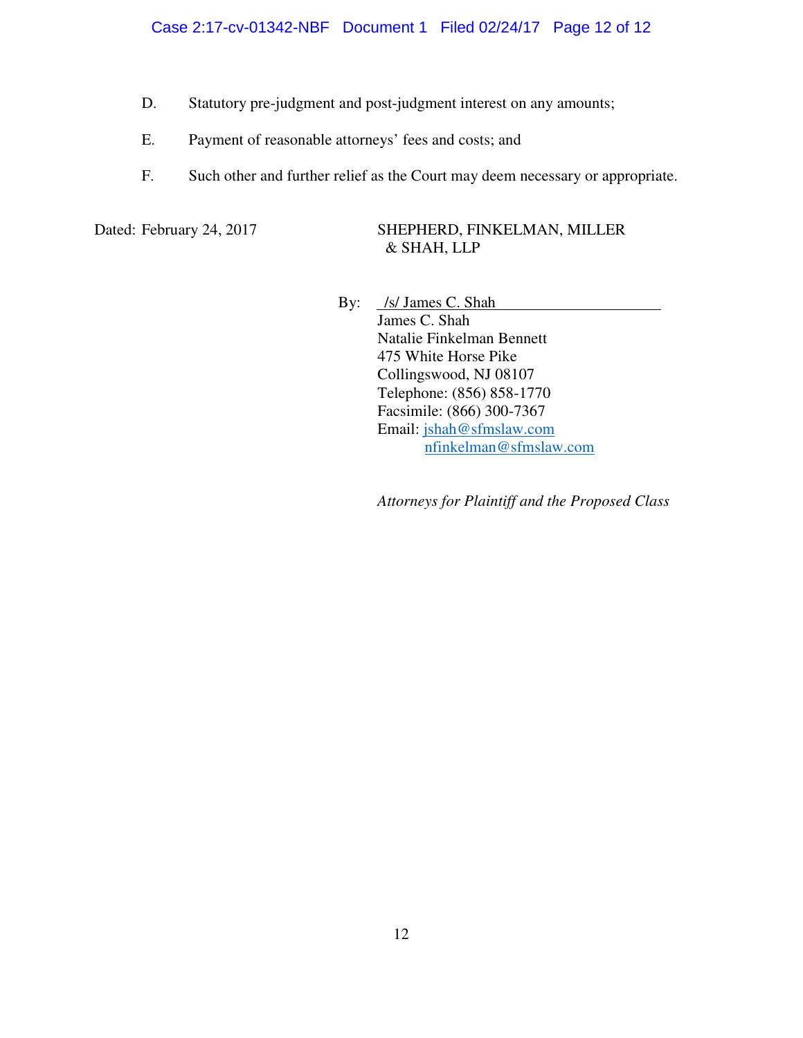D. Statutory pre-judgment and post-judgment interest on any amounts;

E. Payment of reasonable attorneys' fees and costs; and

F. Such other and further relief as the Court may deem necessary or appropriate.

Dated: February 24, 2017

SHEPHERD, FINKELMAN, MILLER & SHAH, LLP

By: /s/ James C. Shah

James C. Shah
Natalie Finkelman Bennett
475 White Horse Pike
Collingswood, NJ 08107
Telephone: (856) 858-1770
Facsimile: (866) 300-7367
Email: jshah@sfmslaw.com
nfinkelman@sfmslaw.com

*Attorneys for Plaintiff and the Proposed Class*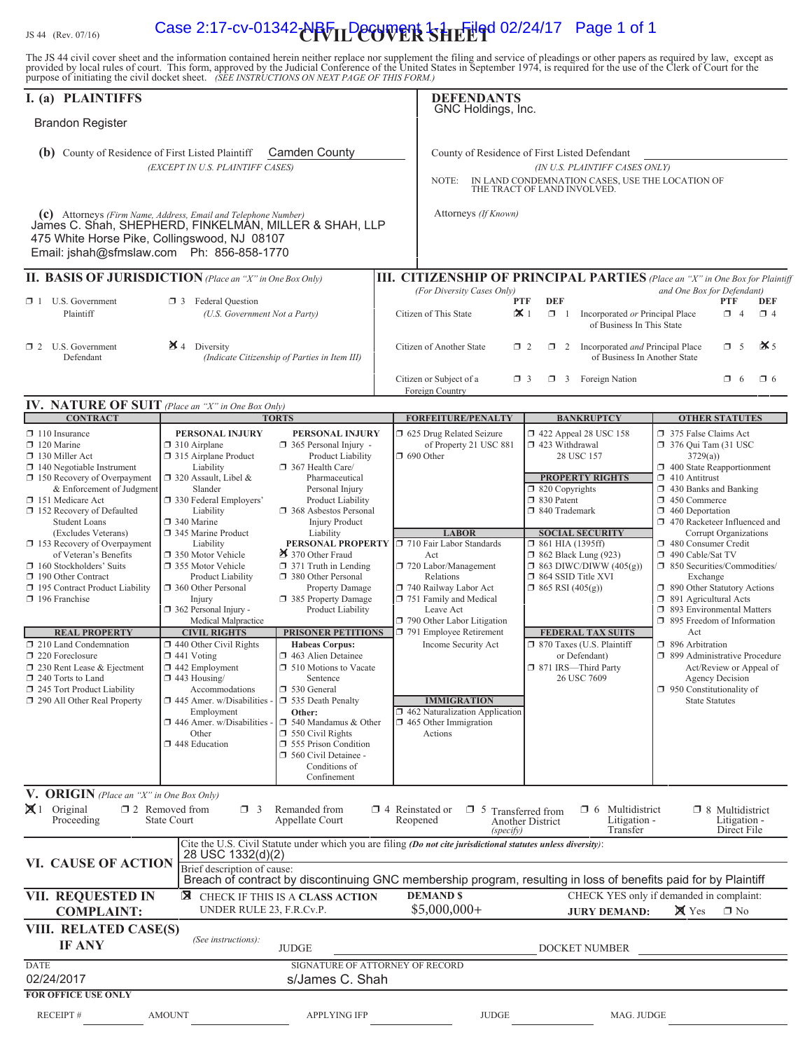JS 44 (Rev. 07/16)

# CIVIL COVER SHEET

The JS 44 civil cover sheet and the information contained herein neither replace nor supplement the filing and service of pleadings or other papers as required by law, except as provided by local rules of court. This form, approved by the Judicial Conference of the United States in September 1974, is required for the use of the Clerk of Court for the purpose of initiating the civil docket sheet. *(SEE INSTRUCTIONS ON NEXT PAGE OF THIS FORM.)*

## I. (a) PLAINTIFFS

Brandon Register

**(b)** County of Residence of First Listed Plaintiff: Camden County
*(EXCEPT IN U.S. PLAINTIFF CASES)*

**(c)** Attorneys *(Firm Name, Address, Email and Telephone Number)*
James C. Shah, SHEPHERD, FINKELMAN, MILLER & SHAH, LLP
475 White Horse Pike, Collingswood, NJ 08107
Email: jshah@sfmslaw.com Ph: 856-858-1770

## DEFENDANTS

GNC Holdings, Inc.

County of Residence of First Listed Defendant: ________
*(IN U.S. PLAINTIFF CASES ONLY)*

NOTE: IN LAND CONDEMNATION CASES, USE THE LOCATION OF THE TRACT OF LAND INVOLVED.

Attorneys *(If Known)*

## II. BASIS OF JURISDICTION *(Place an "X" in One Box Only)*

- ☐ 1 U.S. Government Plaintiff
- ☐ 3 Federal Question (U.S. Government Not a Party)
- ☐ 2 U.S. Government Defendant
- ☒ 4 Diversity (Indicate Citizenship of Parties in Item III)

## III. CITIZENSHIP OF PRINCIPAL PARTIES *(Place an "X" in One Box for Plaintiff and One Box for Defendant)* *(For Diversity Cases Only)*

| | PTF | DEF | | PTF | DEF |
|---|---|---|---|---|---|
| Citizen of This State | ☒ 1 | ☐ 1 | Incorporated *or* Principal Place of Business In This State | ☐ 4 | ☐ 4 |
| Citizen of Another State | ☐ 2 | ☐ 2 | Incorporated *and* Principal Place of Business In Another State | ☐ 5 | ☒ 5 |
| Citizen or Subject of a Foreign Country | ☐ 3 | ☐ 3 | Foreign Nation | ☐ 6 | ☐ 6 |

## IV. NATURE OF SUIT *(Place an "X" in One Box Only)*

**CONTRACT:** ☐ 110 Insurance; ☐ 120 Marine; ☐ 130 Miller Act; ☐ 140 Negotiable Instrument; ☐ 150 Recovery of Overpayment & Enforcement of Judgment; ☐ 151 Medicare Act; ☐ 152 Recovery of Defaulted Student Loans (Excludes Veterans); ☐ 153 Recovery of Overpayment of Veteran's Benefits; ☐ 160 Stockholders' Suits; ☐ 190 Other Contract; ☐ 195 Contract Product Liability; ☐ 196 Franchise

**REAL PROPERTY:** ☐ 210 Land Condemnation; ☐ 220 Foreclosure; ☐ 230 Rent Lease & Ejectment; ☐ 240 Torts to Land; ☐ 245 Tort Product Liability; ☐ 290 All Other Real Property

**TORTS — PERSONAL INJURY:** ☐ 310 Airplane; ☐ 315 Airplane Product Liability; ☐ 320 Assault, Libel & Slander; ☐ 330 Federal Employers' Liability; ☐ 340 Marine; ☐ 345 Marine Product Liability; ☐ 350 Motor Vehicle; ☐ 355 Motor Vehicle Product Liability; ☐ 360 Other Personal Injury; ☐ 362 Personal Injury - Medical Malpractice

**TORTS — PERSONAL INJURY:** ☐ 365 Personal Injury - Product Liability; ☐ 367 Health Care/ Pharmaceutical Personal Injury Product Liability; ☐ 368 Asbestos Personal Injury Product Liability

**PERSONAL PROPERTY:** ☒ 370 Other Fraud; ☐ 371 Truth in Lending; ☐ 380 Other Personal Property Damage; ☐ 385 Property Damage Product Liability

**CIVIL RIGHTS:** ☐ 440 Other Civil Rights; ☐ 441 Voting; ☐ 442 Employment; ☐ 443 Housing/ Accommodations; ☐ 445 Amer. w/Disabilities - Employment; ☐ 446 Amer. w/Disabilities - Other; ☐ 448 Education

**PRISONER PETITIONS:** Habeas Corpus: ☐ 463 Alien Detainee; ☐ 510 Motions to Vacate Sentence; ☐ 530 General; ☐ 535 Death Penalty; Other: ☐ 540 Mandamus & Other; ☐ 550 Civil Rights; ☐ 555 Prison Condition; ☐ 560 Civil Detainee - Conditions of Confinement

**FORFEITURE/PENALTY:** ☐ 625 Drug Related Seizure of Property 21 USC 881; ☐ 690 Other

**LABOR:** ☐ 710 Fair Labor Standards Act; ☐ 720 Labor/Management Relations; ☐ 740 Railway Labor Act; ☐ 751 Family and Medical Leave Act; ☐ 790 Other Labor Litigation; ☐ 791 Employee Retirement Income Security Act

**IMMIGRATION:** ☐ 462 Naturalization Application; ☐ 465 Other Immigration Actions

**BANKRUPTCY:** ☐ 422 Appeal 28 USC 158; ☐ 423 Withdrawal 28 USC 157

**PROPERTY RIGHTS:** ☐ 820 Copyrights; ☐ 830 Patent; ☐ 840 Trademark

**SOCIAL SECURITY:** ☐ 861 HIA (1395ff); ☐ 862 Black Lung (923); ☐ 863 DIWC/DIWW (405(g)); ☐ 864 SSID Title XVI; ☐ 865 RSI (405(g))

**FEDERAL TAX SUITS:** ☐ 870 Taxes (U.S. Plaintiff or Defendant); ☐ 871 IRS—Third Party 26 USC 7609

**OTHER STATUTES:** ☐ 375 False Claims Act; ☐ 376 Qui Tam (31 USC 3729(a)); ☐ 400 State Reapportionment; ☐ 410 Antitrust; ☐ 430 Banks and Banking; ☐ 450 Commerce; ☐ 460 Deportation; ☐ 470 Racketeer Influenced and Corrupt Organizations; ☐ 480 Consumer Credit; ☐ 490 Cable/Sat TV; ☐ 850 Securities/Commodities/ Exchange; ☐ 890 Other Statutory Actions; ☐ 891 Agricultural Acts; ☐ 893 Environmental Matters; ☐ 895 Freedom of Information Act; ☐ 896 Arbitration; ☐ 899 Administrative Procedure Act/Review or Appeal of Agency Decision; ☐ 950 Constitutionality of State Statutes

## V. ORIGIN *(Place an "X" in One Box Only)*

☒ 1 Original Proceeding; ☐ 2 Removed from State Court; ☐ 3 Remanded from Appellate Court; ☐ 4 Reinstated or Reopened; ☐ 5 Transferred from Another District *(specify)*; ☐ 6 Multidistrict Litigation - Transfer; ☐ 8 Multidistrict Litigation - Direct File

## VI. CAUSE OF ACTION

Cite the U.S. Civil Statute under which you are filing *(Do not cite jurisdictional statutes unless diversity)*:
28 USC 1332(d)(2)

Brief description of cause:
Breach of contract by discontinuing GNC membership program, resulting in loss of benefits paid for by Plaintiff

## VII. REQUESTED IN COMPLAINT:

☒ CHECK IF THIS IS A **CLASS ACTION** UNDER RULE 23, F.R.Cv.P.

**DEMAND $** $5,000,000+

CHECK YES only if demanded in complaint: **JURY DEMAND:** ☒ Yes ☐ No

## VIII. RELATED CASE(S) IF ANY

*(See instructions):* JUDGE ________ DOCKET NUMBER ________

DATE: 02/24/2017

SIGNATURE OF ATTORNEY OF RECORD: s/James C. Shah

**FOR OFFICE USE ONLY**

RECEIPT # ________ AMOUNT ________ APPLYING IFP ________ JUDGE ________ MAG. JUDGE ________